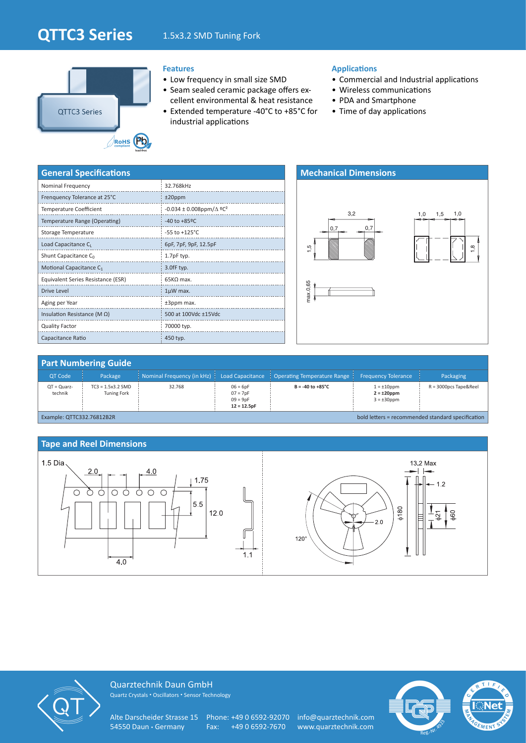# QTTC3 Series

1.5x3.2 SMD Tuning Fork

### Features

- Low frequency in small size SMD
- Seam sealed ceramic package offers excellent environmental & heat resistance
- Extended temperature -40°C to +85°C for industrial applications

### Applications

- Commercial and Industrial applications
- Wireless communications
- PDA and Smartphone
- Time of day applications

## General Specifications

| | |
|---|---|
| Nominal Frequency | 32.768kHz |
| Frenquency Tolerance at 25°C | ±20ppm |
| Temperature Coefficient | -0.034 ± 0.008ppm/Δ ºC² |
| Temperature Range (Operating) | -40 to +85ºC |
| Storage Temperature | -55 to +125°C |
| Load Capacitance $C_L$ | 6pF, 7pF, 9pF, 12.5pF |
| Shunt Capacitance $C_0$ | 1.7pF typ. |
| Motional Capacitance $C_1$ | 3.0fF typ. |
| Equivalent Series Resistance (ESR) | 65KΩ max. |
| Drive Level | 1µW max. |
| Aging per Year | ±3ppm max. |
| Insulation Resistance (M Ω) | 500 at 100Vdc ±15Vdc |
| Quality Factor | 70000 typ. |
| Capacitance Ratio | 450 typ. |

## Mechanical Dimensions

## Part Numbering Guide

| QT Code | Package | Nominal Frequency (in kHz) | Load Capacitance | Operating Temperature Range | Frequency Tolerance | Packaging |
|---|---|---|---|---|---|---|
| QT = Quarz-technik | TC3 = 1.5x3.2 SMD Tuning Fork | 32.768 | 06 = 6pF<br>07 = 7pF<br>09 = 9pF<br>**12 = 12.5pF** | **B = -40 to +85°C** | 1 = ±10ppm<br>**2 = ±20ppm**<br>3 = ±30ppm | R = 3000pcs Tape&Reel |

Example: QTTC332.76812B2R

bold letters = recommended standard specification

## Tape and Reel Dimensions

Quarztechnik Daun GmbH
Quartz Crystals • Oscillators • Sensor Technology

Alte Darscheider Strasse 15
54550 Daun • Germany

Phone: +49 0 6592-92070
Fax: +49 0 6592-7670

info@quarztechnik.com
www.quarztechnik.com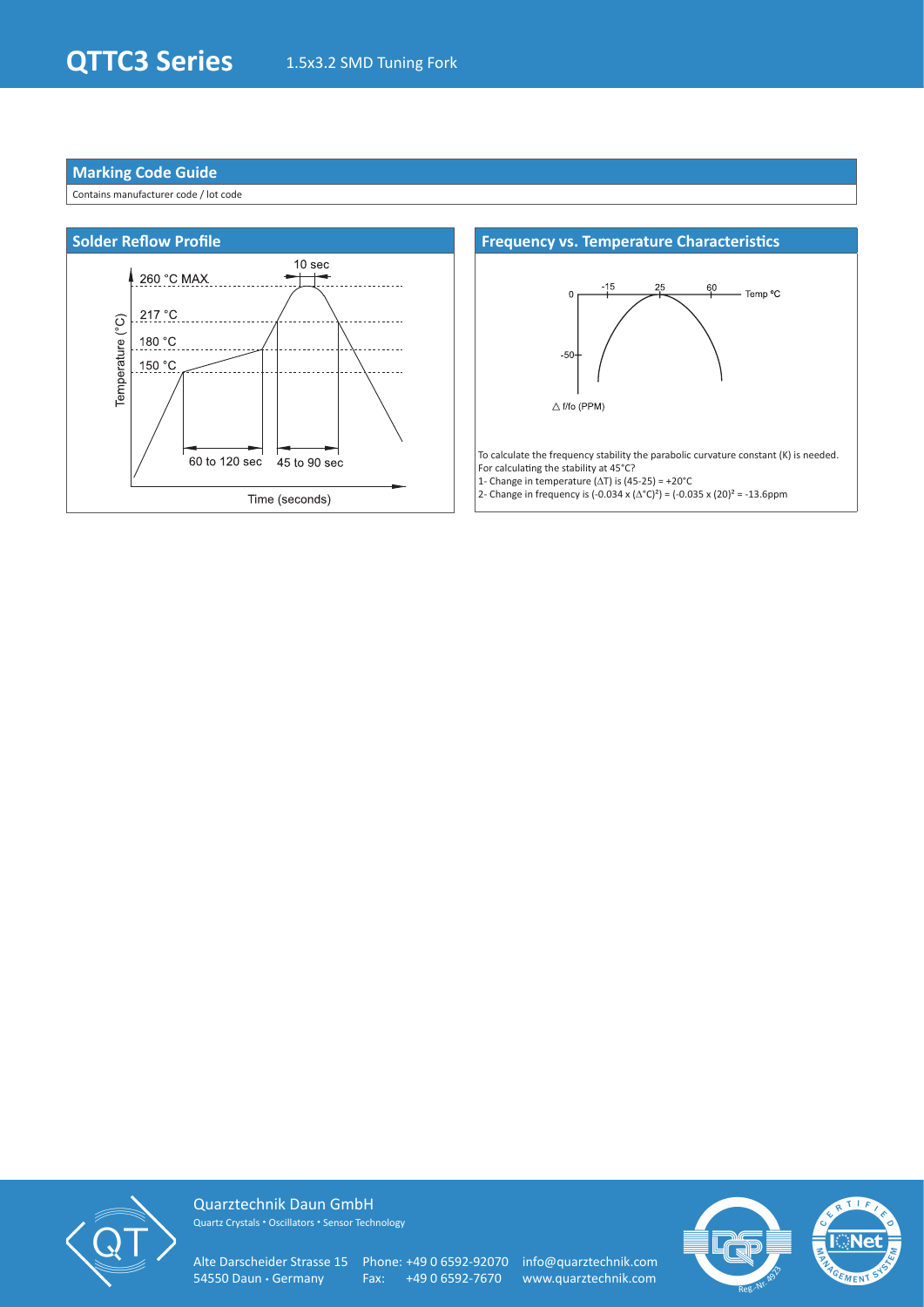## Marking Code Guide

Contains manufacturer code / lot code

## Solder Reflow Profile

10 sec

260 °C MAX

217 °C

180 °C

150 °C

Temperature (°C)

60 to 120 sec

45 to 90 sec

Time (seconds)

## Frequency vs. Temperature Characteristics

0

-15

25

60

Temp °C

-50

△ f/fo (PPM)

To calculate the frequency stability the parabolic curvature constant (K) is needed.
For calculating the stability at 45°C?
1- Change in temperature (ΔT) is (45-25) = +20°C
2- Change in frequency is (-0.034 x (Δ°C)²) = (-0.035 x (20)² = -13.6ppm

Quarztechnik Daun GmbH
Quartz Crystals • Oscillators • Sensor Technology

Alte Darscheider Strasse 15
54550 Daun • Germany

Phone: +49 0 6592-92070
Fax: +49 0 6592-7670

info@quarztechnik.com
www.quarztechnik.com